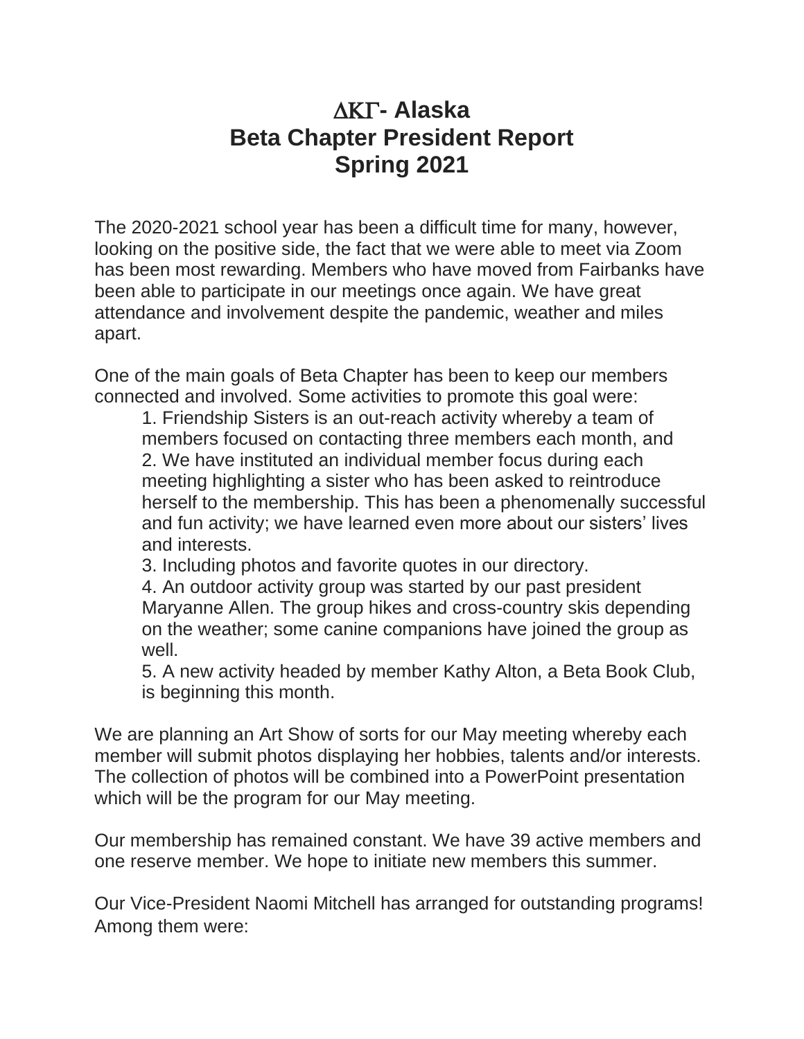# ΔΚΓ- Alaska
# Beta Chapter President Report
# Spring 2021

The 2020-2021 school year has been a difficult time for many, however, looking on the positive side, the fact that we were able to meet via Zoom has been most rewarding. Members who have moved from Fairbanks have been able to participate in our meetings once again. We have great attendance and involvement despite the pandemic, weather and miles apart.

One of the main goals of Beta Chapter has been to keep our members connected and involved. Some activities to promote this goal were:

1. Friendship Sisters is an out-reach activity whereby a team of members focused on contacting three members each month, and
2. We have instituted an individual member focus during each meeting highlighting a sister who has been asked to reintroduce herself to the membership. This has been a phenomenally successful and fun activity; we have learned even more about our sisters' lives and interests.
3. Including photos and favorite quotes in our directory.
4. An outdoor activity group was started by our past president Maryanne Allen. The group hikes and cross-country skis depending on the weather; some canine companions have joined the group as well.
5. A new activity headed by member Kathy Alton, a Beta Book Club, is beginning this month.

We are planning an Art Show of sorts for our May meeting whereby each member will submit photos displaying her hobbies, talents and/or interests. The collection of photos will be combined into a PowerPoint presentation which will be the program for our May meeting.

Our membership has remained constant. We have 39 active members and one reserve member. We hope to initiate new members this summer.

Our Vice-President Naomi Mitchell has arranged for outstanding programs! Among them were: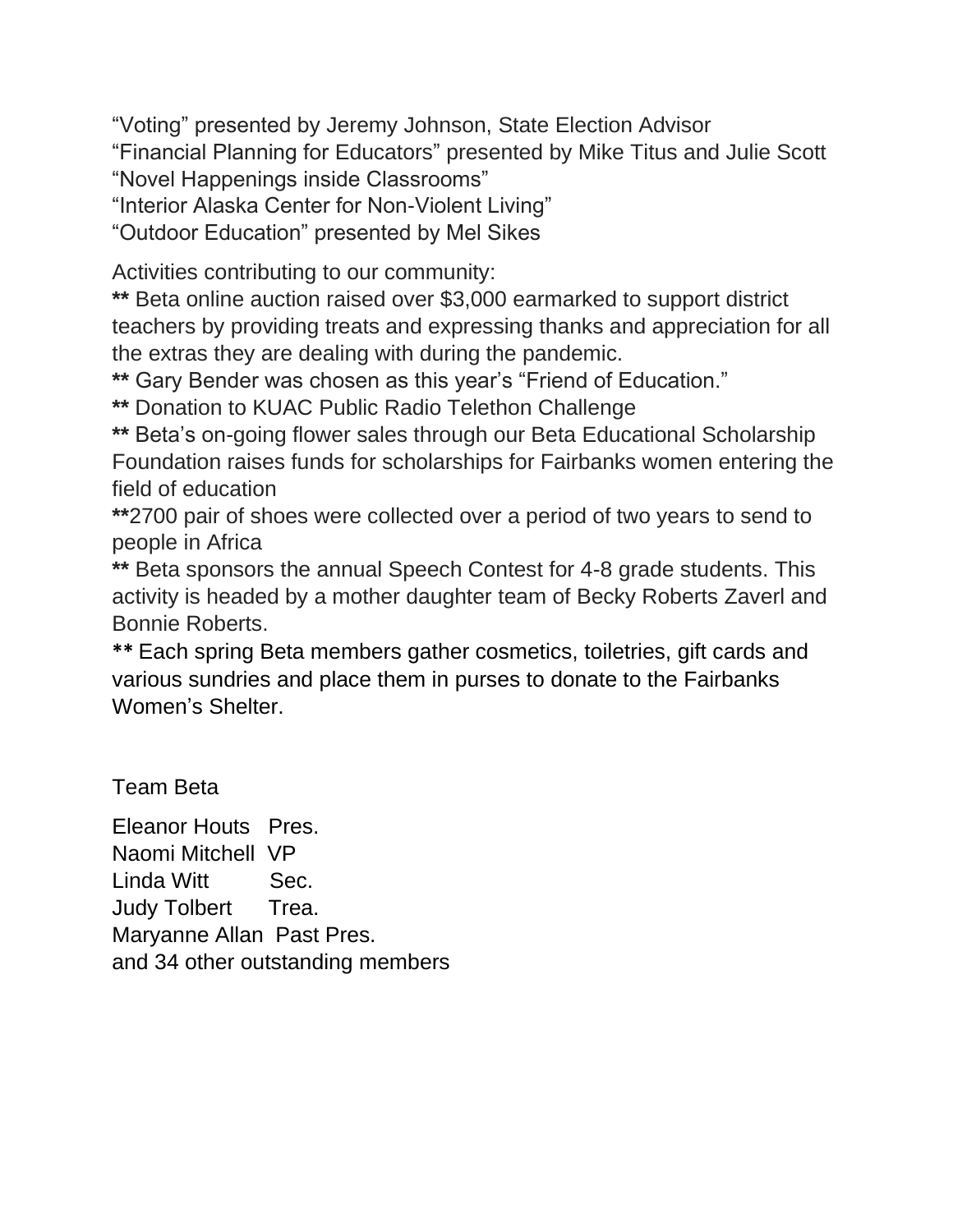“Voting” presented by Jeremy Johnson, State Election Advisor
“Financial Planning for Educators” presented by Mike Titus and Julie Scott
“Novel Happenings inside Classrooms”
“Interior Alaska Center for Non-Violent Living”
“Outdoor Education” presented by Mel Sikes

Activities contributing to our community:

**** Beta online auction raised over $3,000 earmarked to support district teachers by providing treats and expressing thanks and appreciation for all the extras they are dealing with during the pandemic.

**** Gary Bender was chosen as this year’s “Friend of Education.”

**** Donation to KUAC Public Radio Telethon Challenge

**** Beta’s on-going flower sales through our Beta Educational Scholarship Foundation raises funds for scholarships for Fairbanks women entering the field of education

****2700 pair of shoes were collected over a period of two years to send to people in Africa

**** Beta sponsors the annual Speech Contest for 4-8 grade students. This activity is headed by a mother daughter team of Becky Roberts Zaverl and Bonnie Roberts.

**** Each spring Beta members gather cosmetics, toiletries, gift cards and various sundries and place them in purses to donate to the Fairbanks Women’s Shelter.

Team Beta

Eleanor Houts   Pres.
Naomi Mitchell  VP
Linda Witt   Sec.
Judy Tolbert   Trea.
Maryanne Allan  Past Pres.
and 34 other outstanding members